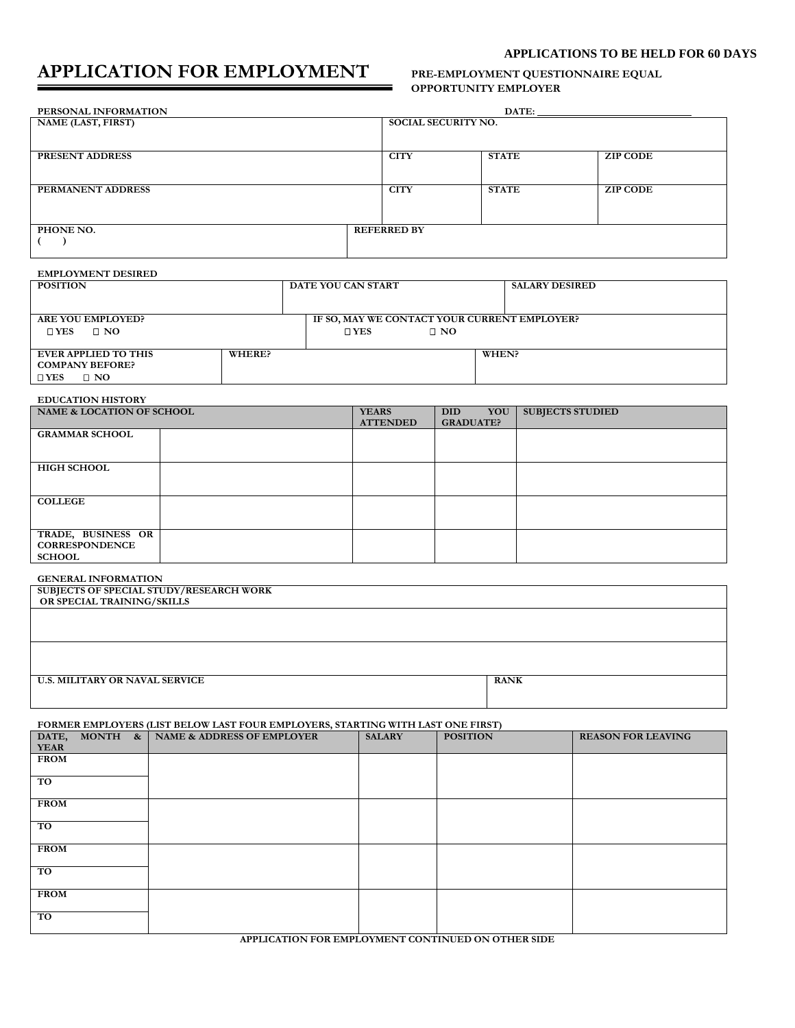APPLICATIONS TO BE HELD FOR 60 DAYS

# APPLICATION FOR EMPLOYMENT

**PRE-EMPLOYMENT QUESTIONNAIRE EQUAL OPPORTUNITY EMPLOYER**

**PERSONAL INFORMATION** DATE: ______________________________

| NAME (LAST, FIRST) | SOCIAL SECURITY NO. | | |
|---|---|---|---|
| PRESENT ADDRESS | CITY | STATE | ZIP CODE |
| PERMANENT ADDRESS | CITY | STATE | ZIP CODE |
| PHONE NO. ( ) | REFERRED BY | | |

**EMPLOYMENT DESIRED**

| POSITION | DATE YOU CAN START | SALARY DESIRED |
|---|---|---|
| ARE YOU EMPLOYED? ☐ YES ☐ NO | IF SO, MAY WE CONTACT YOUR CURRENT EMPLOYER? ☐ YES ☐ NO | |
| EVER APPLIED TO THIS COMPANY BEFORE? ☐ YES ☐ NO | WHERE? | WHEN? |

**EDUCATION HISTORY**

| NAME & LOCATION OF SCHOOL | | YEARS ATTENDED | DID YOU GRADUATE? | SUBJECTS STUDIED |
|---|---|---|---|---|
| GRAMMAR SCHOOL | | | | |
| HIGH SCHOOL | | | | |
| COLLEGE | | | | |
| TRADE, BUSINESS OR CORRESPONDENCE SCHOOL | | | | |

**GENERAL INFORMATION**

| SUBJECTS OF SPECIAL STUDY/RESEARCH WORK OR SPECIAL TRAINING/SKILLS | |
|---|---|
| | |
| | |
| U.S. MILITARY OR NAVAL SERVICE | RANK |

**FORMER EMPLOYERS (LIST BELOW LAST FOUR EMPLOYERS, STARTING WITH LAST ONE FIRST)**

| DATE, MONTH & YEAR | NAME & ADDRESS OF EMPLOYER | SALARY | POSITION | REASON FOR LEAVING |
|---|---|---|---|---|
| FROM | | | | |
| TO | | | | |
| FROM | | | | |
| TO | | | | |
| FROM | | | | |
| TO | | | | |
| FROM | | | | |
| TO | | | | |

APPLICATION FOR EMPLOYMENT CONTINUED ON OTHER SIDE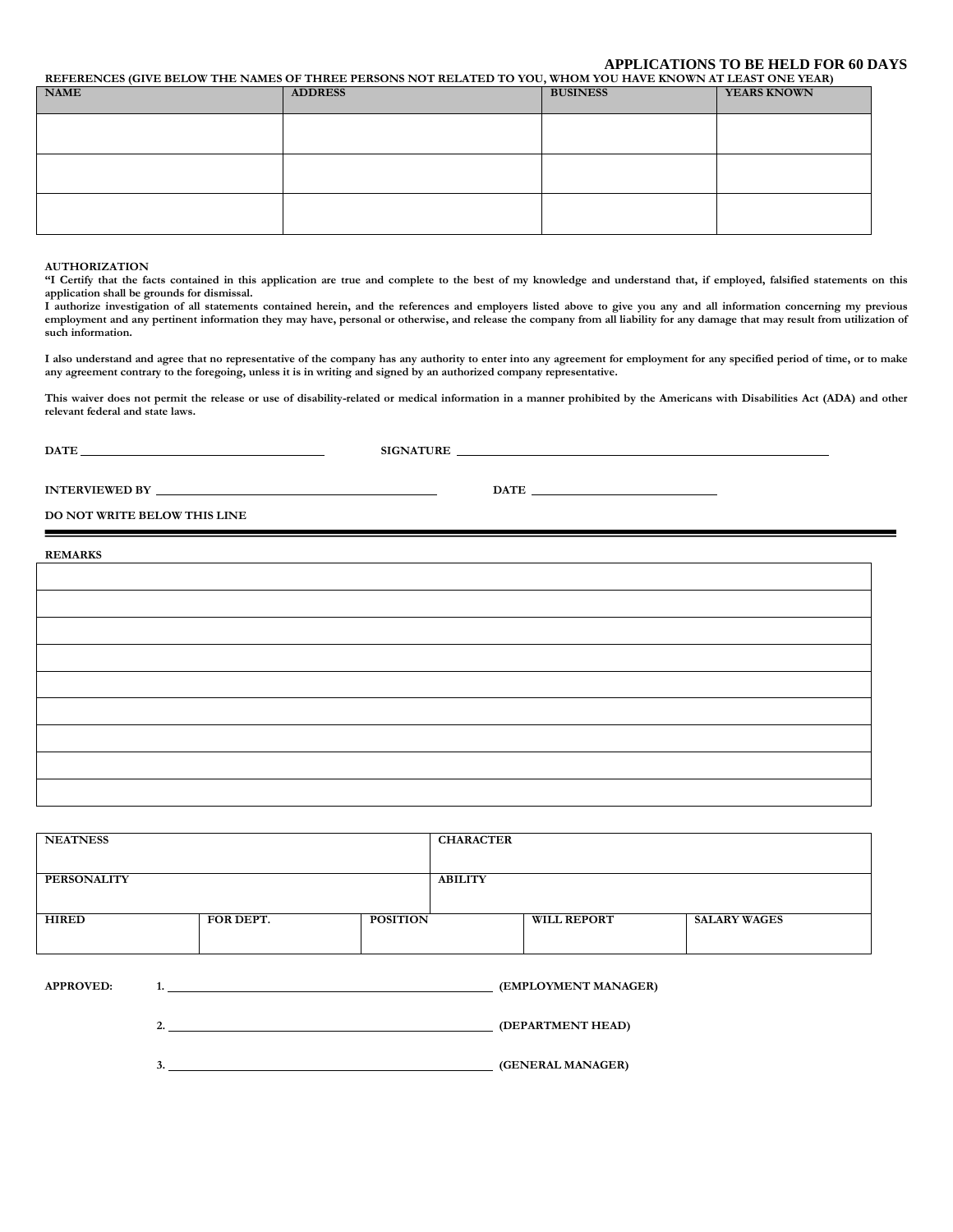**APPLICATIONS TO BE HELD FOR 60 DAYS**

**REFERENCES (GIVE BELOW THE NAMES OF THREE PERSONS NOT RELATED TO YOU, WHOM YOU HAVE KNOWN AT LEAST ONE YEAR)**

| NAME | ADDRESS | BUSINESS | YEARS KNOWN |
|---|---|---|---|
| | | | |
| | | | |
| | | | |

**AUTHORIZATION**

**"I Certify that the facts contained in this application are true and complete to the best of my knowledge and understand that, if employed, falsified statements on this application shall be grounds for dismissal.**

**I authorize investigation of all statements contained herein, and the references and employers listed above to give you any and all information concerning my previous employment and any pertinent information they may have, personal or otherwise, and release the company from all liability for any damage that may result from utilization of such information.**

**I also understand and agree that no representative of the company has any authority to enter into any agreement for employment for any specified period of time, or to make any agreement contrary to the foregoing, unless it is in writing and signed by an authorized company representative.**

**This waiver does not permit the release or use of disability-related or medical information in a manner prohibited by the Americans with Disabilities Act (ADA) and other relevant federal and state laws.**

**DATE** ______________________ **SIGNATURE** ______________________________________

**INTERVIEWED BY** ______________________ **DATE** ______________________

**DO NOT WRITE BELOW THIS LINE**

---

**REMARKS**

| |
|---|
| |
| |
| |
| |
| |
| |
| |
| |
| |

| | |
|---|---|
| **NEATNESS** | **CHARACTER** |
| **PERSONALITY** | **ABILITY** |

| **HIRED** | **FOR DEPT.** | **POSITION** | **WILL REPORT** | **SALARY WAGES** |
|---|---|---|---|---|
| | | | | |

**APPROVED:** **1.** ______________________________ **(EMPLOYMENT MANAGER)**

**2.** ______________________________ **(DEPARTMENT HEAD)**

**3.** ______________________________ **(GENERAL MANAGER)**